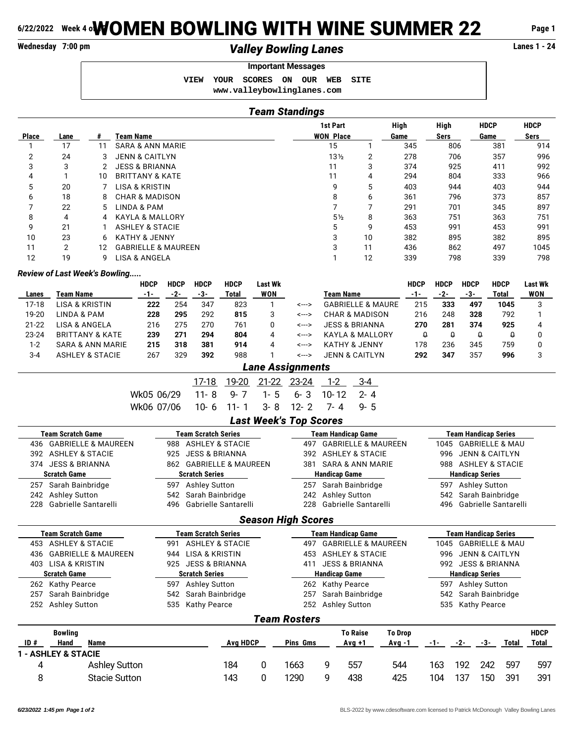6/22/2022 Week 4 of 

# WOMEN BOWLING WITH WINE SUMMER 22

Wednesday 7:00 pm

## *Valley Bowling Lanes*

Lanes 1 - 24

**Important Messages**

VIEW YOUR SCORES ON OUR WEB SITE
www.valleybowlinglanes.com

### *Team Standings*

| Place | Lane | # | Team Name | 1st Part WON | Place | High Game | High Sers | HDCP Game | HDCP Sers |
|---|---|---|---|---|---|---|---|---|---|
| 1 | 17 | 11 | SARA & ANN MARIE | 15 | 1 | 345 | 806 | 381 | 914 |
| 2 | 24 | 3 | JENN & CAITLYN | 13½ | 2 | 278 | 706 | 357 | 996 |
| 3 | 3 | 2 | JESS & BRIANNA | 11 | 3 | 374 | 925 | 411 | 992 |
| 4 | 1 | 10 | BRITTANY & KATE | 11 | 4 | 294 | 804 | 333 | 966 |
| 5 | 20 | 7 | LISA & KRISTIN | 9 | 5 | 403 | 944 | 403 | 944 |
| 6 | 18 | 8 | CHAR & MADISON | 8 | 6 | 361 | 796 | 373 | 857 |
| 7 | 22 | 5 | LINDA & PAM | 7 | 7 | 291 | 701 | 345 | 897 |
| 8 | 4 | 4 | KAYLA & MALLORY | 5½ | 8 | 363 | 751 | 363 | 751 |
| 9 | 21 | 1 | ASHLEY & STACIE | 5 | 9 | 453 | 991 | 453 | 991 |
| 10 | 23 | 6 | KATHY & JENNY | 3 | 10 | 382 | 895 | 382 | 895 |
| 11 | 2 | 12 | GABRIELLE & MAUREEN | 3 | 11 | 436 | 862 | 497 | 1045 |
| 12 | 19 | 9 | LISA & ANGELA | 1 | 12 | 339 | 798 | 339 | 798 |

*Review of Last Week's Bowling.....*

| Lanes | Team Name | HDCP -1- | HDCP -2- | HDCP -3- | HDCP Total | Last Wk WON | | Team Name | HDCP -1- | HDCP -2- | HDCP -3- | HDCP Total | Last Wk WON |
|---|---|---|---|---|---|---|---|---|---|---|---|---|---|
| 17-18 | LISA & KRISTIN | **222** | 254 | 347 | 823 | 1 | <---> | GABRIELLE & MAURE | 215 | **333** | **497** | **1045** | 3 |
| 19-20 | LINDA & PAM | **228** | **295** | 292 | **815** | 3 | <---> | CHAR & MADISON | 216 | 248 | **328** | 792 | 1 |
| 21-22 | LISA & ANGELA | 216 | 275 | 270 | 761 | 0 | <---> | JESS & BRIANNA | **270** | **281** | **374** | **925** | 4 |
| 23-24 | BRITTANY & KATE | **239** | **271** | **294** | **804** | 4 | <---> | KAYLA & MALLORY | 0 | 0 | 0 | 0 | 0 |
| 1-2 | SARA & ANN MARIE | **215** | **318** | **381** | **914** | 4 | <---> | KATHY & JENNY | 178 | 236 | 345 | 759 | 0 |
| 3-4 | ASHLEY & STACIE | 267 | 329 | **392** | 988 | 1 | <---> | JENN & CAITLYN | **292** | **347** | 357 | **996** | 3 |

### *Lane Assignments*

| | 17-18 | 19-20 | 21-22 | 23-24 | 1-2 | 3-4 |
|---|---|---|---|---|---|---|
| Wk05 06/29 | 11- 8 | 9- 7 | 1- 5 | 6- 3 | 10-12 | 2- 4 |
| Wk06 07/06 | 10- 6 | 11- 1 | 3- 8 | 12- 2 | 7- 4 | 9- 5 |

### *Last Week's Top Scores*

| Team Scratch Game | Team Scratch Series | Team Handicap Game | Team Handicap Series |
|---|---|---|---|
| 436 GABRIELLE & MAUREEN | 988 ASHLEY & STACIE | 497 GABRIELLE & MAUREEN | 1045 GABRIELLE & MAU |
| 392 ASHLEY & STACIE | 925 JESS & BRIANNA | 392 ASHLEY & STACIE | 996 JENN & CAITLYN |
| 374 JESS & BRIANNA | 862 GABRIELLE & MAUREEN | 381 SARA & ANN MARIE | 988 ASHLEY & STACIE |
| **Scratch Game** | **Scratch Series** | **Handicap Game** | **Handicap Series** |
| 257 Sarah Bainbridge | 597 Ashley Sutton | 257 Sarah Bainbridge | 597 Ashley Sutton |
| 242 Ashley Sutton | 542 Sarah Bainbridge | 242 Ashley Sutton | 542 Sarah Bainbridge |
| 228 Gabrielle Santarelli | 496 Gabrielle Santarelli | 228 Gabrielle Santarelli | 496 Gabrielle Santarelli |

### *Season High Scores*

| Team Scratch Game | Team Scratch Series | Team Handicap Game | Team Handicap Series |
|---|---|---|---|
| 453 ASHLEY & STACIE | 991 ASHLEY & STACIE | 497 GABRIELLE & MAUREEN | 1045 GABRIELLE & MAU |
| 436 GABRIELLE & MAUREEN | 944 LISA & KRISTIN | 453 ASHLEY & STACIE | 996 JENN & CAITLYN |
| 403 LISA & KRISTIN | 925 JESS & BRIANNA | 411 JESS & BRIANNA | 992 JESS & BRIANNA |
| **Scratch Game** | **Scratch Series** | **Handicap Game** | **Handicap Series** |
| 262 Kathy Pearce | 597 Ashley Sutton | 262 Kathy Pearce | 597 Ashley Sutton |
| 257 Sarah Bainbridge | 542 Sarah Bainbridge | 257 Sarah Bainbridge | 542 Sarah Bainbridge |
| 252 Ashley Sutton | 535 Kathy Pearce | 252 Ashley Sutton | 535 Kathy Pearce |

### *Team Rosters*

| ID # | Bowling Hand | Name | Avg | HDCP | Pins | Gms | To Raise Avg +1 | To Drop Avg -1 | -1- | -2- | -3- | Total | HDCP Total |
|---|---|---|---|---|---|---|---|---|---|---|---|---|---|
| **1 - ASHLEY & STACIE** | | | | | | | | | | | | | |
| 4 | | Ashley Sutton | 184 | 0 | 1663 | 9 | 557 | 544 | 163 | 192 | 242 | 597 | 597 |
| 8 | | Stacie Sutton | 143 | 0 | 1290 | 9 | 438 | 425 | 104 | 137 | 150 | 391 | 391 |

*6/23/2022 1:45 pm Page 1 of 2* BLS-2022 by www.cdesoftware.com licensed to Patrick McDonough Valley Bowling Lanes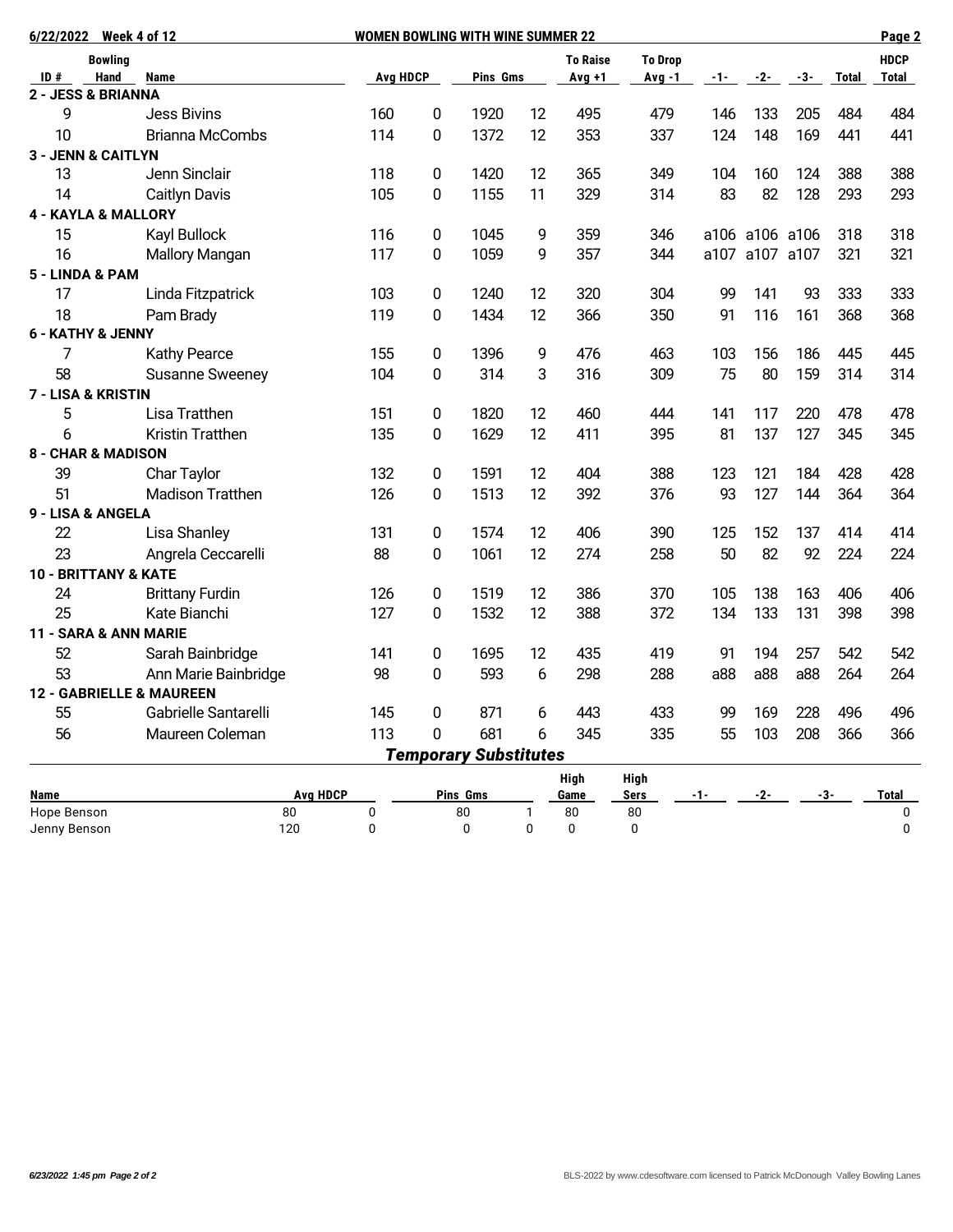6/22/2022 Week 4 of 12 WOMEN BOWLING WITH WINE SUMMER 22

| ID # | Bowling Hand | Name | Avg | HDCP | Pins | Gms | To Raise Avg +1 | To Drop Avg -1 | -1- | -2- | -3- | Total | HDCP Total |
|---|---|---|---|---|---|---|---|---|---|---|---|---|---|
| **2 - JESS & BRIANNA** | | | | | | | | | | | | | |
| 9 | | Jess Bivins | 160 | 0 | 1920 | 12 | 495 | 479 | 146 | 133 | 205 | 484 | 484 |
| 10 | | Brianna McCombs | 114 | 0 | 1372 | 12 | 353 | 337 | 124 | 148 | 169 | 441 | 441 |
| **3 - JENN & CAITLYN** | | | | | | | | | | | | | |
| 13 | | Jenn Sinclair | 118 | 0 | 1420 | 12 | 365 | 349 | 104 | 160 | 124 | 388 | 388 |
| 14 | | Caitlyn Davis | 105 | 0 | 1155 | 11 | 329 | 314 | 83 | 82 | 128 | 293 | 293 |
| **4 - KAYLA & MALLORY** | | | | | | | | | | | | | |
| 15 | | Kayl Bullock | 116 | 0 | 1045 | 9 | 359 | 346 | a106 | a106 | a106 | 318 | 318 |
| 16 | | Mallory Mangan | 117 | 0 | 1059 | 9 | 357 | 344 | a107 | a107 | a107 | 321 | 321 |
| **5 - LINDA & PAM** | | | | | | | | | | | | | |
| 17 | | Linda Fitzpatrick | 103 | 0 | 1240 | 12 | 320 | 304 | 99 | 141 | 93 | 333 | 333 |
| 18 | | Pam Brady | 119 | 0 | 1434 | 12 | 366 | 350 | 91 | 116 | 161 | 368 | 368 |
| **6 - KATHY & JENNY** | | | | | | | | | | | | | |
| 7 | | Kathy Pearce | 155 | 0 | 1396 | 9 | 476 | 463 | 103 | 156 | 186 | 445 | 445 |
| 58 | | Susanne Sweeney | 104 | 0 | 314 | 3 | 316 | 309 | 75 | 80 | 159 | 314 | 314 |
| **7 - LISA & KRISTIN** | | | | | | | | | | | | | |
| 5 | | Lisa Tratthen | 151 | 0 | 1820 | 12 | 460 | 444 | 141 | 117 | 220 | 478 | 478 |
| 6 | | Kristin Tratthen | 135 | 0 | 1629 | 12 | 411 | 395 | 81 | 137 | 127 | 345 | 345 |
| **8 - CHAR & MADISON** | | | | | | | | | | | | | |
| 39 | | Char Taylor | 132 | 0 | 1591 | 12 | 404 | 388 | 123 | 121 | 184 | 428 | 428 |
| 51 | | Madison Tratthen | 126 | 0 | 1513 | 12 | 392 | 376 | 93 | 127 | 144 | 364 | 364 |
| **9 - LISA & ANGELA** | | | | | | | | | | | | | |
| 22 | | Lisa Shanley | 131 | 0 | 1574 | 12 | 406 | 390 | 125 | 152 | 137 | 414 | 414 |
| 23 | | Angrela Ceccarelli | 88 | 0 | 1061 | 12 | 274 | 258 | 50 | 82 | 92 | 224 | 224 |
| **10 - BRITTANY & KATE** | | | | | | | | | | | | | |
| 24 | | Brittany Furdin | 126 | 0 | 1519 | 12 | 386 | 370 | 105 | 138 | 163 | 406 | 406 |
| 25 | | Kate Bianchi | 127 | 0 | 1532 | 12 | 388 | 372 | 134 | 133 | 131 | 398 | 398 |
| **11 - SARA & ANN MARIE** | | | | | | | | | | | | | |
| 52 | | Sarah Bainbridge | 141 | 0 | 1695 | 12 | 435 | 419 | 91 | 194 | 257 | 542 | 542 |
| 53 | | Ann Marie Bainbridge | 98 | 0 | 593 | 6 | 298 | 288 | a88 | a88 | a88 | 264 | 264 |
| **12 - GABRIELLE & MAUREEN** | | | | | | | | | | | | | |
| 55 | | Gabrielle Santarelli | 145 | 0 | 871 | 6 | 443 | 433 | 99 | 169 | 228 | 496 | 496 |
| 56 | | Maureen Coleman | 113 | 0 | 681 | 6 | 345 | 335 | 55 | 103 | 208 | 366 | 366 |

***Temporary Substitutes***

| Name | Avg | HDCP | Pins | Gms | High Game | High Sers | -1- | -2- | -3- | Total |
|---|---|---|---|---|---|---|---|---|---|---|
| Hope Benson | 80 | 0 | 80 | 1 | 80 | 80 | | | | 0 |
| Jenny Benson | 120 | 0 | 0 | 0 | 0 | 0 | | | | 0 |

*6/23/2022 1:45 pm Page 2 of 2*

BLS-2022 by www.cdesoftware.com licensed to Patrick McDonough Valley Bowling Lanes